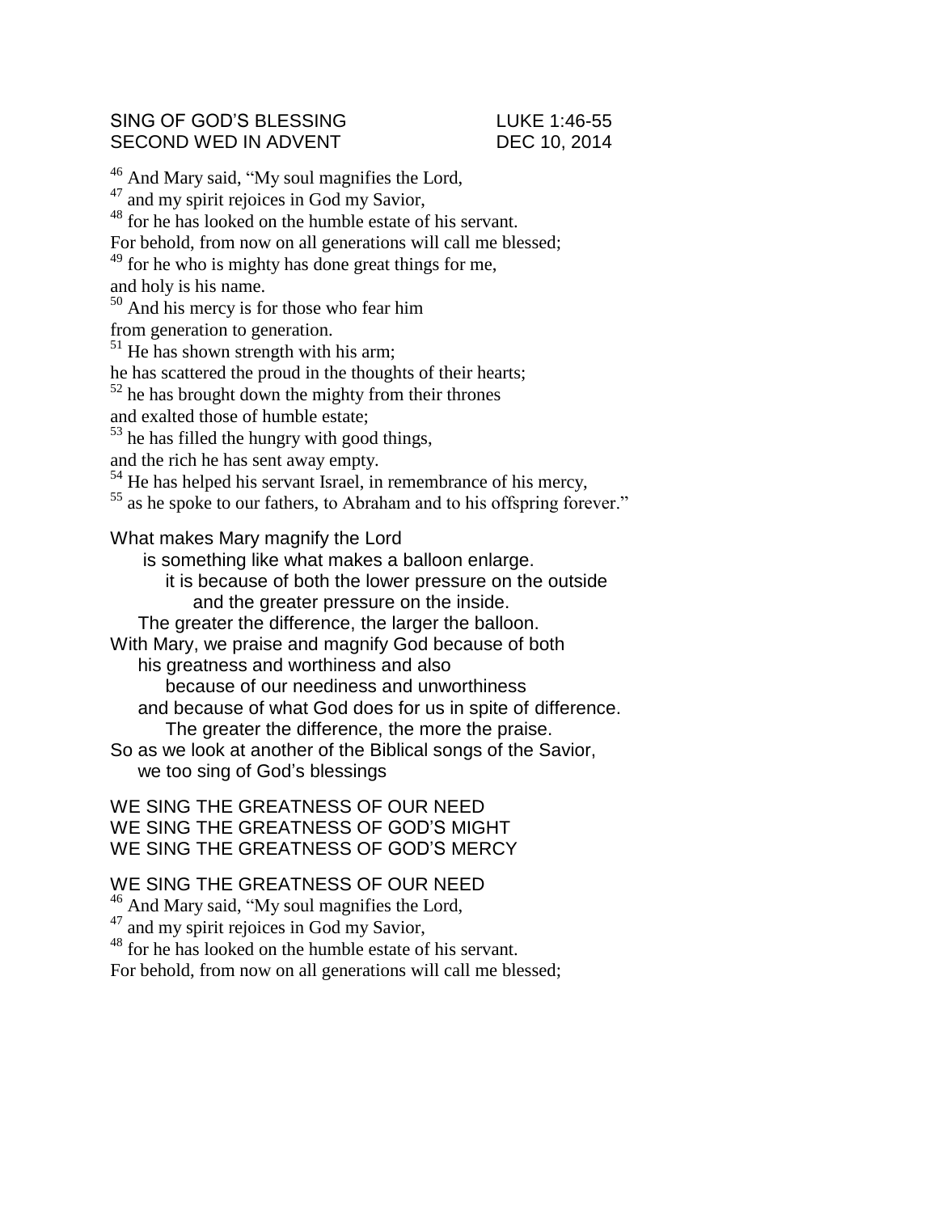SING OF GOD'S BLESSING LUKE 1:46-55
SECOND WED IN ADVENT DEC 10, 2014

[46] And Mary said, "My soul magnifies the Lord,
[47] and my spirit rejoices in God my Savior,
[48] for he has looked on the humble estate of his servant.
For behold, from now on all generations will call me blessed;
[49] for he who is mighty has done great things for me,
and holy is his name.
[50] And his mercy is for those who fear him
from generation to generation.
[51] He has shown strength with his arm;
he has scattered the proud in the thoughts of their hearts;
[52] he has brought down the mighty from their thrones
and exalted those of humble estate;
[53] he has filled the hungry with good things,
and the rich he has sent away empty.
[54] He has helped his servant Israel, in remembrance of his mercy,
[55] as he spoke to our fathers, to Abraham and to his offspring forever."

What makes Mary magnify the Lord
is something like what makes a balloon enlarge.
it is because of both the lower pressure on the outside
and the greater pressure on the inside.
The greater the difference, the larger the balloon.
With Mary, we praise and magnify God because of both
his greatness and worthiness and also
because of our neediness and unworthiness
and because of what God does for us in spite of difference.
The greater the difference, the more the praise.
So as we look at another of the Biblical songs of the Savior,
we too sing of God's blessings

WE SING THE GREATNESS OF OUR NEED
WE SING THE GREATNESS OF GOD'S MIGHT
WE SING THE GREATNESS OF GOD'S MERCY

WE SING THE GREATNESS OF OUR NEED
[46] And Mary said, "My soul magnifies the Lord,
[47] and my spirit rejoices in God my Savior,
[48] for he has looked on the humble estate of his servant.
For behold, from now on all generations will call me blessed;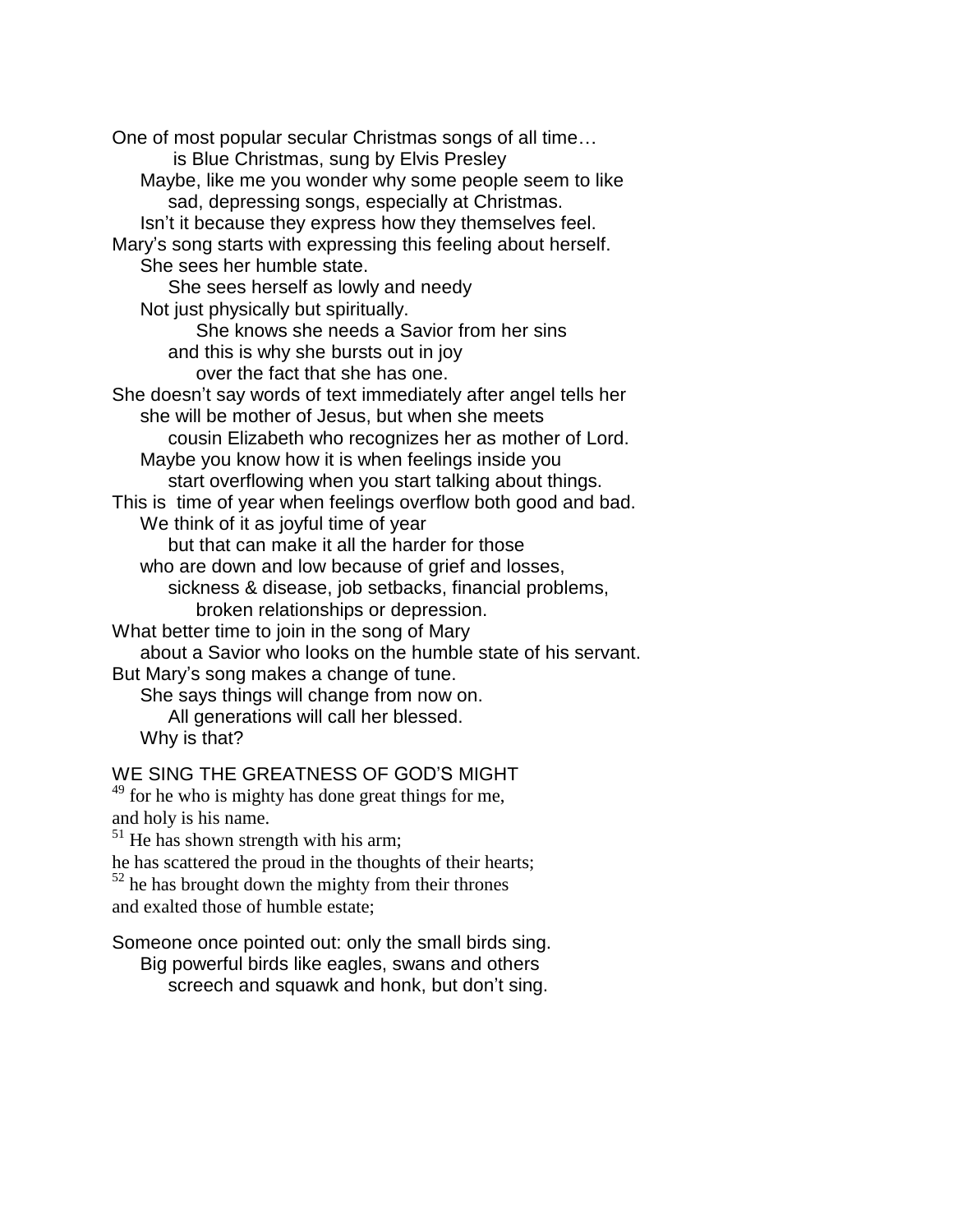One of most popular secular Christmas songs of all time…
is Blue Christmas, sung by Elvis Presley
Maybe, like me you wonder why some people seem to like
sad, depressing songs, especially at Christmas.
Isn't it because they express how they themselves feel.
Mary's song starts with expressing this feeling about herself.
She sees her humble state.
She sees herself as lowly and needy
Not just physically but spiritually.
She knows she needs a Savior from her sins
and this is why she bursts out in joy
over the fact that she has one.
She doesn't say words of text immediately after angel tells her
she will be mother of Jesus, but when she meets
cousin Elizabeth who recognizes her as mother of Lord.
Maybe you know how it is when feelings inside you
start overflowing when you start talking about things.
This is time of year when feelings overflow both good and bad.
We think of it as joyful time of year
but that can make it all the harder for those
who are down and low because of grief and losses,
sickness & disease, job setbacks, financial problems,
broken relationships or depression.
What better time to join in the song of Mary
about a Savior who looks on the humble state of his servant.
But Mary's song makes a change of tune.
She says things will change from now on.
All generations will call her blessed.
Why is that?

WE SING THE GREATNESS OF GOD'S MIGHT

[49] for he who is mighty has done great things for me,
and holy is his name.
[51] He has shown strength with his arm;
he has scattered the proud in the thoughts of their hearts;
[52] he has brought down the mighty from their thrones
and exalted those of humble estate;

Someone once pointed out: only the small birds sing.
Big powerful birds like eagles, swans and others
screech and squawk and honk, but don't sing.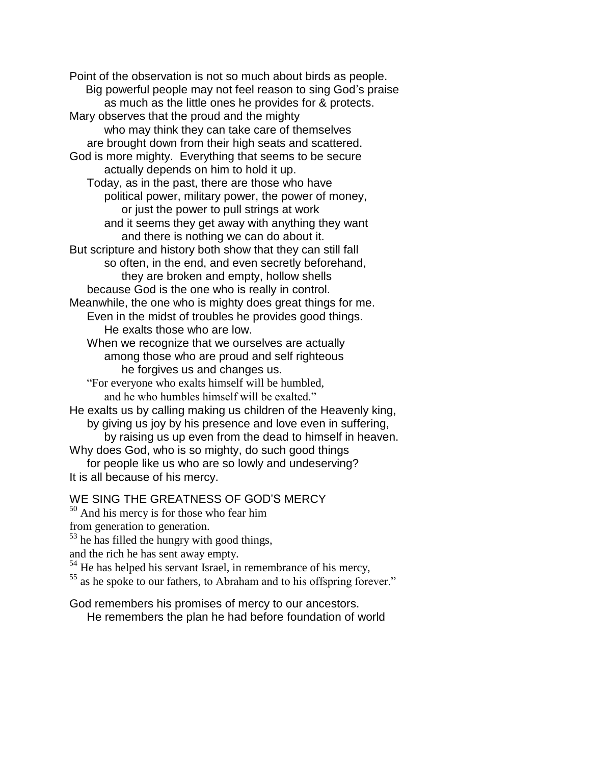Point of the observation is not so much about birds as people.
  Big powerful people may not feel reason to sing God's praise
    as much as the little ones he provides for & protects.
Mary observes that the proud and the mighty
    who may think they can take care of themselves
  are brought down from their high seats and scattered.
God is more mighty. Everything that seems to be secure
    actually depends on him to hold it up.
  Today, as in the past, there are those who have
    political power, military power, the power of money,
      or just the power to pull strings at work
    and it seems they get away with anything they want
      and there is nothing we can do about it.
But scripture and history both show that they can still fall
    so often, in the end, and even secretly beforehand,
      they are broken and empty, hollow shells
  because God is the one who is really in control.
Meanwhile, the one who is mighty does great things for me.
  Even in the midst of troubles he provides good things.
    He exalts those who are low.
  When we recognize that we ourselves are actually
    among those who are proud and self righteous
      he forgives us and changes us.
  "For everyone who exalts himself will be humbled,
    and he who humbles himself will be exalted."
He exalts us by calling making us children of the Heavenly king,
  by giving us joy by his presence and love even in suffering,
    by raising us up even from the dead to himself in heaven.
Why does God, who is so mighty, do such good things
  for people like us who are so lowly and undeserving?
It is all because of his mercy.

WE SING THE GREATNESS OF GOD'S MERCY

[50] And his mercy is for those who fear him
from generation to generation.
[53] he has filled the hungry with good things,
and the rich he has sent away empty.
[54] He has helped his servant Israel, in remembrance of his mercy,
[55] as he spoke to our fathers, to Abraham and to his offspring forever."

God remembers his promises of mercy to our ancestors.
  He remembers the plan he had before foundation of world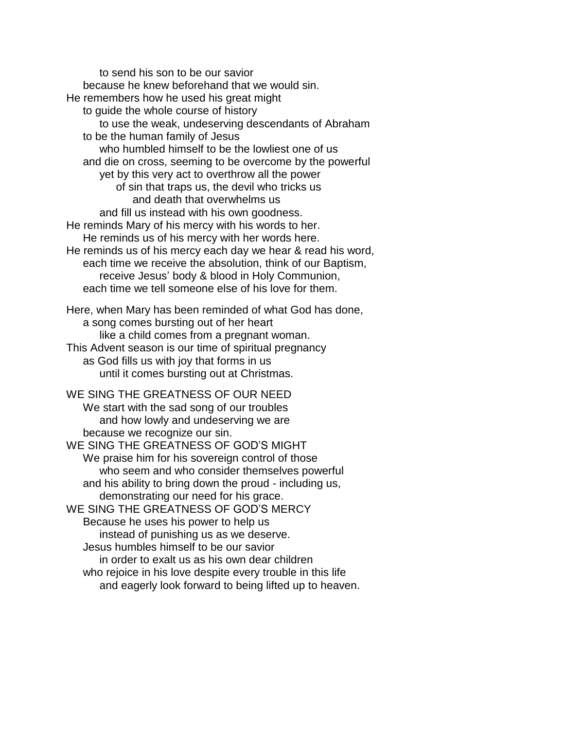to send his son to be our savior
because he knew beforehand that we would sin.
He remembers how he used his great might
to guide the whole course of history
to use the weak, undeserving descendants of Abraham
to be the human family of Jesus
who humbled himself to be the lowliest one of us
and die on cross, seeming to be overcome by the powerful
yet by this very act to overthrow all the power
of sin that traps us, the devil who tricks us
and death that overwhelms us
and fill us instead with his own goodness.
He reminds Mary of his mercy with his words to her.
He reminds us of his mercy with her words here.
He reminds us of his mercy each day we hear & read his word,
each time we receive the absolution, think of our Baptism,
receive Jesus' body & blood in Holy Communion,
each time we tell someone else of his love for them.

Here, when Mary has been reminded of what God has done,
a song comes bursting out of her heart
like a child comes from a pregnant woman.
This Advent season is our time of spiritual pregnancy
as God fills us with joy that forms in us
until it comes bursting out at Christmas.

WE SING THE GREATNESS OF OUR NEED
We start with the sad song of our troubles
and how lowly and undeserving we are
because we recognize our sin.
WE SING THE GREATNESS OF GOD'S MIGHT
We praise him for his sovereign control of those
who seem and who consider themselves powerful
and his ability to bring down the proud - including us,
demonstrating our need for his grace.
WE SING THE GREATNESS OF GOD'S MERCY
Because he uses his power to help us
instead of punishing us as we deserve.
Jesus humbles himself to be our savior
in order to exalt us as his own dear children
who rejoice in his love despite every trouble in this life
and eagerly look forward to being lifted up to heaven.